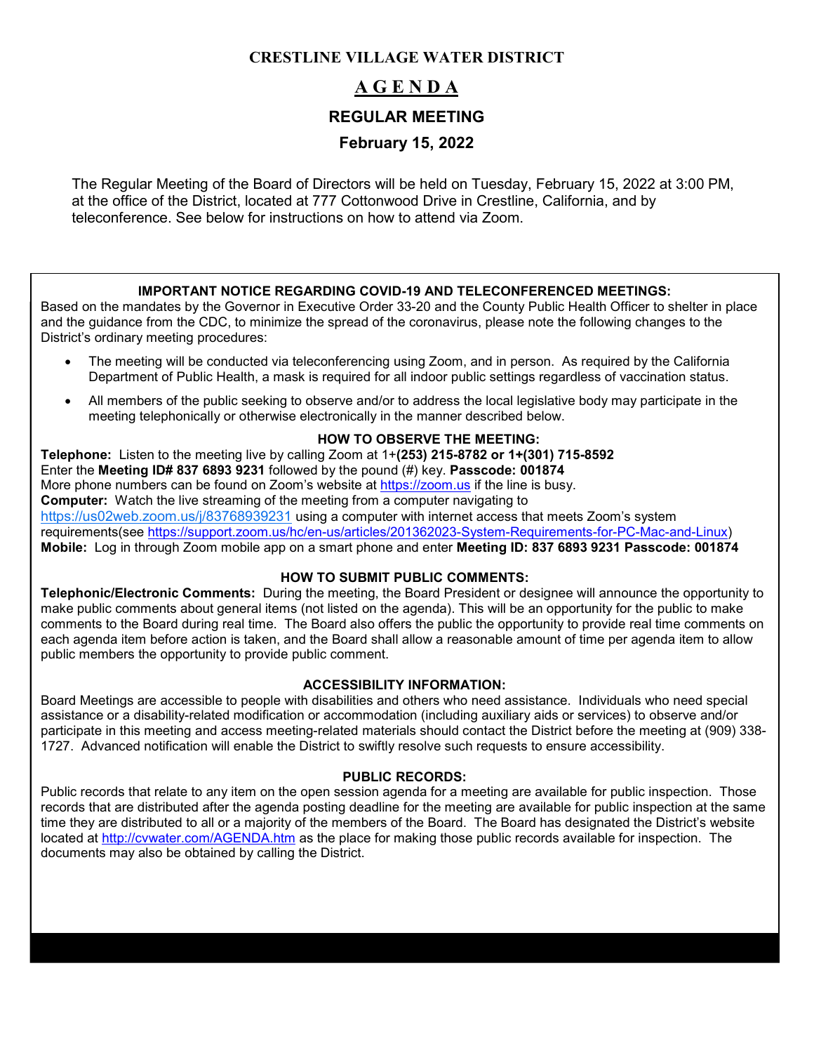# CRESTLINE VILLAGE WATER DISTRICT

## A G E N D A

## REGULAR MEETING

## February 15, 2022

The Regular Meeting of the Board of Directors will be held on Tuesday, February 15, 2022 at 3:00 PM, at the office of the District, located at 777 Cottonwood Drive in Crestline, California, and by teleconference. See below for instructions on how to attend via Zoom.

### IMPORTANT NOTICE REGARDING COVID-19 AND TELECONFERENCED MEETINGS:

Based on the mandates by the Governor in Executive Order 33-20 and the County Public Health Officer to shelter in place and the guidance from the CDC, to minimize the spread of the coronavirus, please note the following changes to the District's ordinary meeting procedures:

- The meeting will be conducted via teleconferencing using Zoom, and in person. As required by the California Department of Public Health, a mask is required for all indoor public settings regardless of vaccination status.
- All members of the public seeking to observe and/or to address the local legislative body may participate in the meeting telephonically or otherwise electronically in the manner described below.

### HOW TO OBSERVE THE MEETING:

**Telephone:** Listen to the meeting live by calling Zoom at 1+**(253) 215-8782 or 1+(301) 715-8592**
Enter the **Meeting ID# 837 6893 9231** followed by the pound (#) key. **Passcode: 001874**
More phone numbers can be found on Zoom's website at https://zoom.us if the line is busy.
**Computer:** Watch the live streaming of the meeting from a computer navigating to https://us02web.zoom.us/j/83768939231 using a computer with internet access that meets Zoom's system requirements(see https://support.zoom.us/hc/en-us/articles/201362023-System-Requirements-for-PC-Mac-and-Linux)
**Mobile:** Log in through Zoom mobile app on a smart phone and enter **Meeting ID: 837 6893 9231 Passcode: 001874**

### HOW TO SUBMIT PUBLIC COMMENTS:

**Telephonic/Electronic Comments:** During the meeting, the Board President or designee will announce the opportunity to make public comments about general items (not listed on the agenda). This will be an opportunity for the public to make comments to the Board during real time. The Board also offers the public the opportunity to provide real time comments on each agenda item before action is taken, and the Board shall allow a reasonable amount of time per agenda item to allow public members the opportunity to provide public comment.

### ACCESSIBILITY INFORMATION:

Board Meetings are accessible to people with disabilities and others who need assistance. Individuals who need special assistance or a disability-related modification or accommodation (including auxiliary aids or services) to observe and/or participate in this meeting and access meeting-related materials should contact the District before the meeting at (909) 338-1727. Advanced notification will enable the District to swiftly resolve such requests to ensure accessibility.

### PUBLIC RECORDS:

Public records that relate to any item on the open session agenda for a meeting are available for public inspection. Those records that are distributed after the agenda posting deadline for the meeting are available for public inspection at the same time they are distributed to all or a majority of the members of the Board. The Board has designated the District's website located at http://cvwater.com/AGENDA.htm as the place for making those public records available for inspection. The documents may also be obtained by calling the District.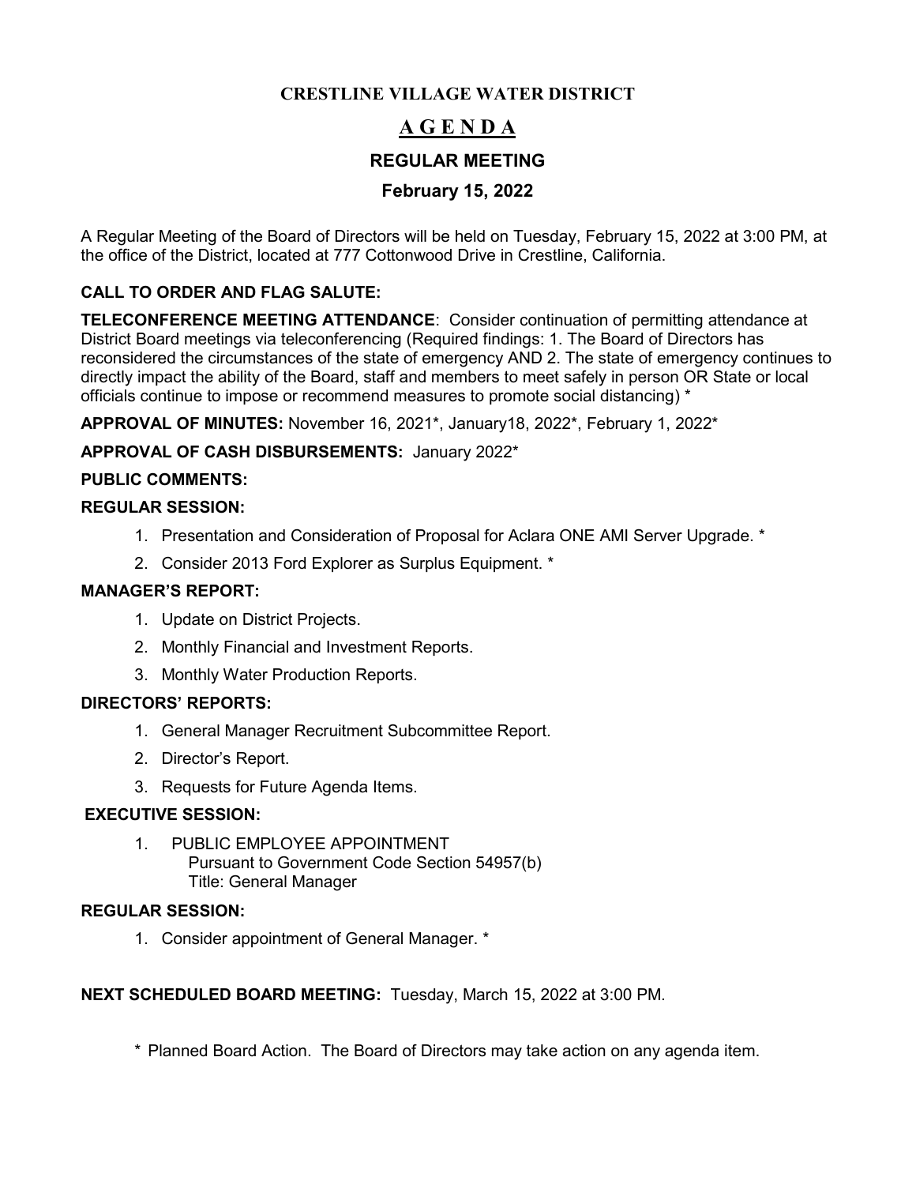# CRESTLINE VILLAGE WATER DISTRICT

## A G E N D A

## REGULAR MEETING

## February 15, 2022

A Regular Meeting of the Board of Directors will be held on Tuesday, February 15, 2022 at 3:00 PM, at the office of the District, located at 777 Cottonwood Drive in Crestline, California.

**CALL TO ORDER AND FLAG SALUTE:**

**TELECONFERENCE MEETING ATTENDANCE**: Consider continuation of permitting attendance at District Board meetings via teleconferencing (Required findings: 1. The Board of Directors has reconsidered the circumstances of the state of emergency AND 2. The state of emergency continues to directly impact the ability of the Board, staff and members to meet safely in person OR State or local officials continue to impose or recommend measures to promote social distancing) *

**APPROVAL OF MINUTES:** November 16, 2021*, January18, 2022*, February 1, 2022*

**APPROVAL OF CASH DISBURSEMENTS:** January 2022*

**PUBLIC COMMENTS:**

**REGULAR SESSION:**

1. Presentation and Consideration of Proposal for Aclara ONE AMI Server Upgrade. *
2. Consider 2013 Ford Explorer as Surplus Equipment. *

**MANAGER'S REPORT:**

1. Update on District Projects.
2. Monthly Financial and Investment Reports.
3. Monthly Water Production Reports.

**DIRECTORS' REPORTS:**

1. General Manager Recruitment Subcommittee Report.
2. Director's Report.
3. Requests for Future Agenda Items.

**EXECUTIVE SESSION:**

1. PUBLIC EMPLOYEE APPOINTMENT
   Pursuant to Government Code Section 54957(b)
   Title: General Manager

**REGULAR SESSION:**

1. Consider appointment of General Manager. *

**NEXT SCHEDULED BOARD MEETING:** Tuesday, March 15, 2022 at 3:00 PM.

\* Planned Board Action. The Board of Directors may take action on any agenda item.